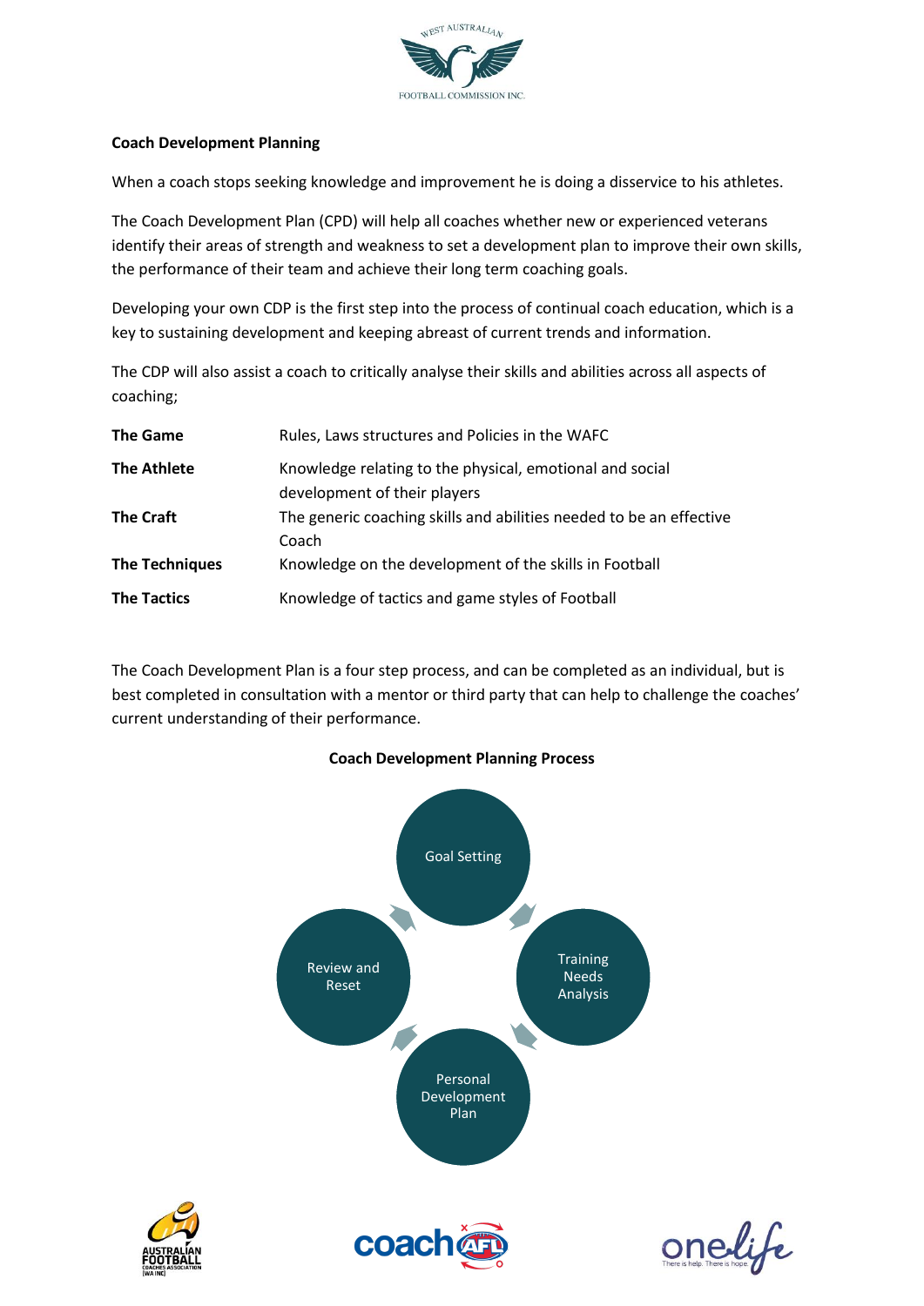## Coach Development Planning

When a coach stops seeking knowledge and improvement he is doing a disservice to his athletes.

The Coach Development Plan (CPD) will help all coaches whether new or experienced veterans identify their areas of strength and weakness to set a development plan to improve their own skills, the performance of their team and achieve their long term coaching goals.

Developing your own CDP is the first step into the process of continual coach education, which is a key to sustaining development and keeping abreast of current trends and information.

The CDP will also assist a coach to critically analyse their skills and abilities across all aspects of coaching;

| | |
|---|---|
| **The Game** | Rules, Laws structures and Policies in the WAFC |
| **The Athlete** | Knowledge relating to the physical, emotional and social development of their players |
| **The Craft** | The generic coaching skills and abilities needed to be an effective Coach |
| **The Techniques** | Knowledge on the development of the skills in Football |
| **The Tactics** | Knowledge of tactics and game styles of Football |

The Coach Development Plan is a four step process, and can be completed as an individual, but is best completed in consultation with a mentor or third party that can help to challenge the coaches' current understanding of their performance.

**Coach Development Planning Process**

Goal Setting → Training Needs Analysis → Personal Development Plan → Review and Reset → Goal Setting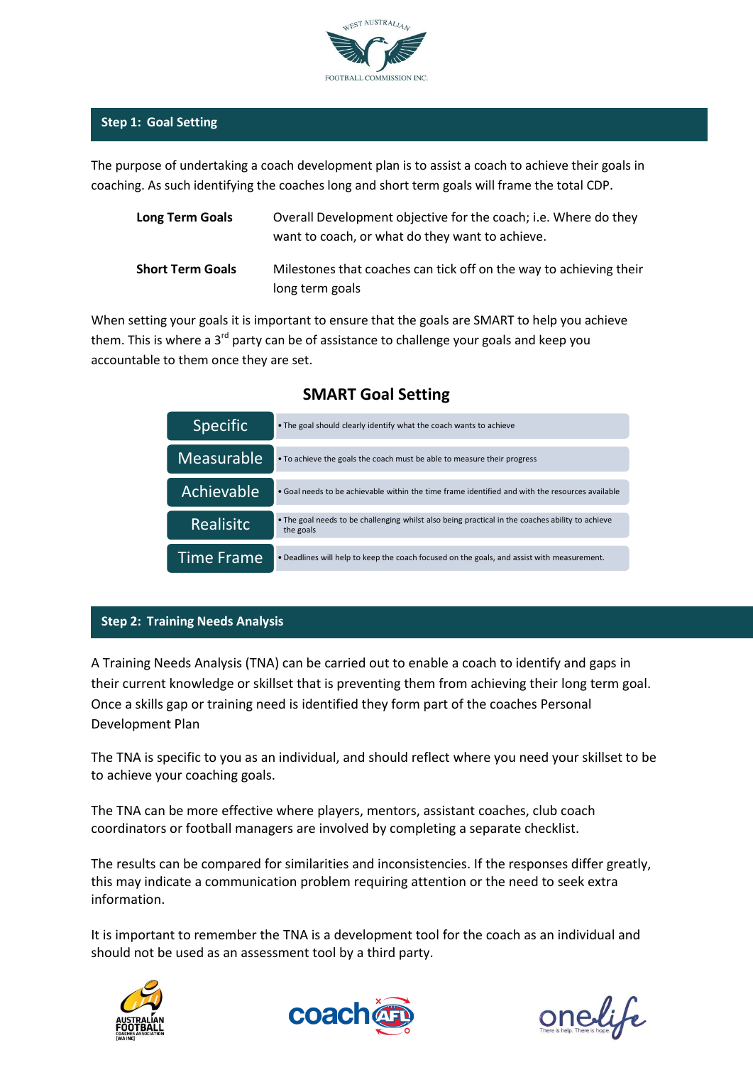## Step 1: Goal Setting

The purpose of undertaking a coach development plan is to assist a coach to achieve their goals in coaching. As such identifying the coaches long and short term goals will frame the total CDP.

| | |
|---|---|
| **Long Term Goals** | Overall Development objective for the coach; i.e. Where do they want to coach, or what do they want to achieve. |
| **Short Term Goals** | Milestones that coaches can tick off on the way to achieving their long term goals |

When setting your goals it is important to ensure that the goals are SMART to help you achieve them. This is where a 3rd party can be of assistance to challenge your goals and keep you accountable to them once they are set.

### SMART Goal Setting

| | |
|---|---|
| Specific | • The goal should clearly identify what the coach wants to achieve |
| Measurable | • To achieve the goals the coach must be able to measure their progress |
| Achievable | • Goal needs to be achievable within the time frame identified and with the resources available |
| Realisitc | • The goal needs to be challenging whilst also being practical in the coaches ability to achieve the goals |
| Time Frame | • Deadlines will help to keep the coach focused on the goals, and assist with measurement. |

## Step 2: Training Needs Analysis

A Training Needs Analysis (TNA) can be carried out to enable a coach to identify and gaps in their current knowledge or skillset that is preventing them from achieving their long term goal. Once a skills gap or training need is identified they form part of the coaches Personal Development Plan

The TNA is specific to you as an individual, and should reflect where you need your skillset to be to achieve your coaching goals.

The TNA can be more effective where players, mentors, assistant coaches, club coach coordinators or football managers are involved by completing a separate checklist.

The results can be compared for similarities and inconsistencies. If the responses differ greatly, this may indicate a communication problem requiring attention or the need to seek extra information.

It is important to remember the TNA is a development tool for the coach as an individual and should not be used as an assessment tool by a third party.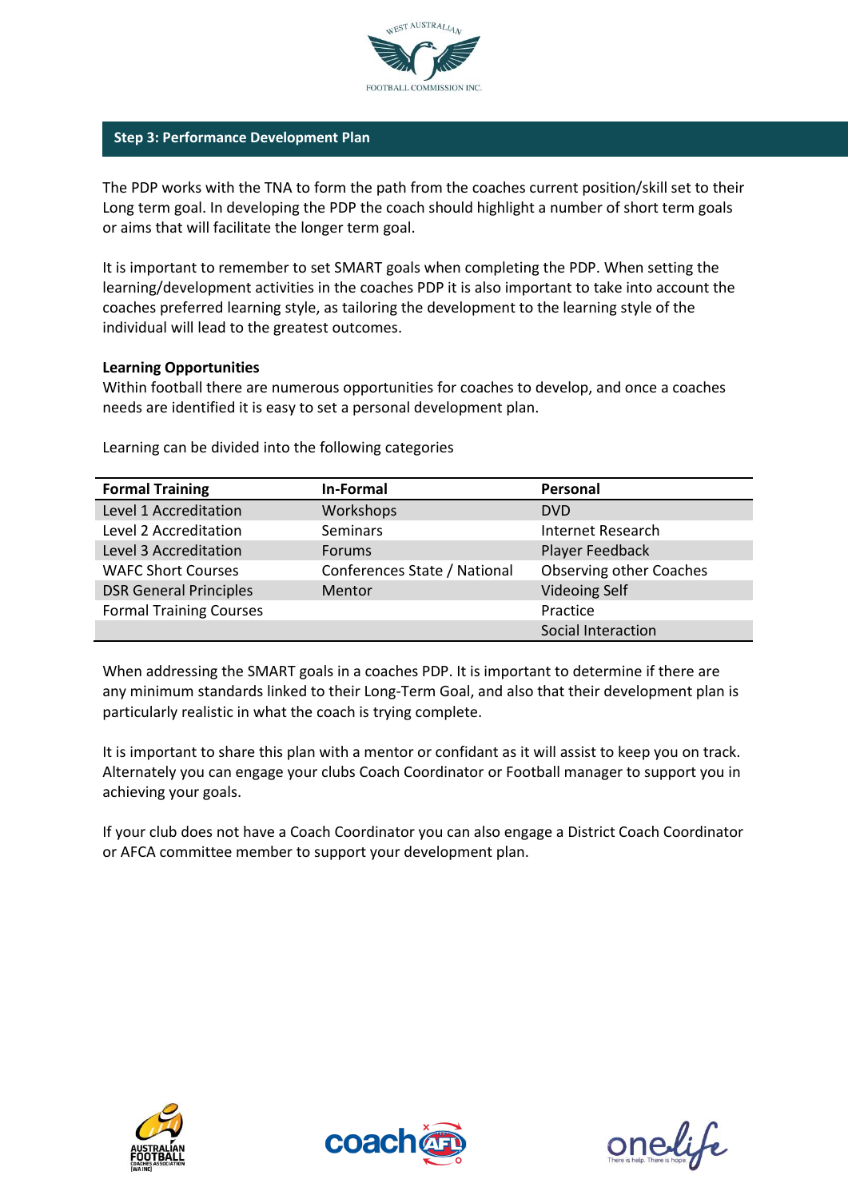## Step 3: Performance Development Plan

The PDP works with the TNA to form the path from the coaches current position/skill set to their Long term goal. In developing the PDP the coach should highlight a number of short term goals or aims that will facilitate the longer term goal.

It is important to remember to set SMART goals when completing the PDP. When setting the learning/development activities in the coaches PDP it is also important to take into account the coaches preferred learning style, as tailoring the development to the learning style of the individual will lead to the greatest outcomes.

**Learning Opportunities**

Within football there are numerous opportunities for coaches to develop, and once a coaches needs are identified it is easy to set a personal development plan.

Learning can be divided into the following categories

| Formal Training | In-Formal | Personal |
|---|---|---|
| Level 1 Accreditation | Workshops | DVD |
| Level 2 Accreditation | Seminars | Internet Research |
| Level 3 Accreditation | Forums | Player Feedback |
| WAFC Short Courses | Conferences State / National | Observing other Coaches |
| DSR General Principles | Mentor | Videoing Self |
| Formal Training Courses | | Practice |
| | | Social Interaction |

When addressing the SMART goals in a coaches PDP. It is important to determine if there are any minimum standards linked to their Long-Term Goal, and also that their development plan is particularly realistic in what the coach is trying complete.

It is important to share this plan with a mentor or confidant as it will assist to keep you on track. Alternately you can engage your clubs Coach Coordinator or Football manager to support you in achieving your goals.

If your club does not have a Coach Coordinator you can also engage a District Coach Coordinator or AFCA committee member to support your development plan.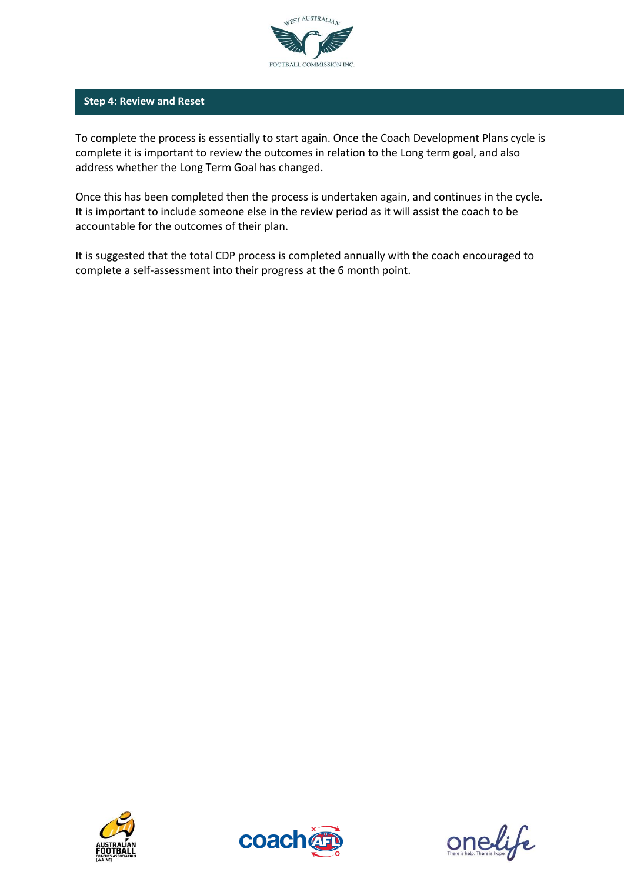## Step 4: Review and Reset

To complete the process is essentially to start again. Once the Coach Development Plans cycle is complete it is important to review the outcomes in relation to the Long term goal, and also address whether the Long Term Goal has changed.

Once this has been completed then the process is undertaken again, and continues in the cycle. It is important to include someone else in the review period as it will assist the coach to be accountable for the outcomes of their plan.

It is suggested that the total CDP process is completed annually with the coach encouraged to complete a self-assessment into their progress at the 6 month point.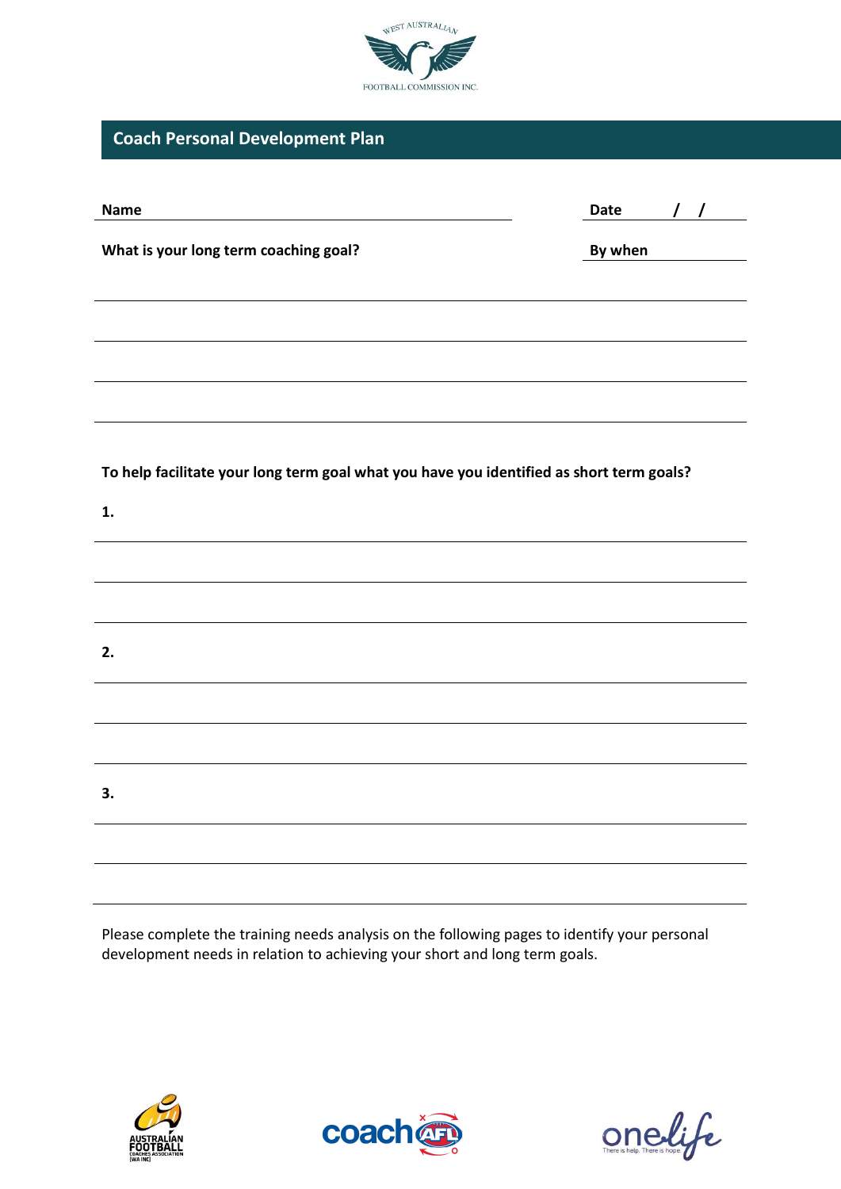## Coach Personal Development Plan

**Name** ______________________________ **Date** / /

**What is your long term coaching goal?** **By when** ____________

______________________________

______________________________

______________________________

______________________________

**To help facilitate your long term goal what you have you identified as short term goals?**

**1.**

______________________________

______________________________

______________________________

**2.**

______________________________

______________________________

______________________________

**3.**

______________________________

______________________________

______________________________

Please complete the training needs analysis on the following pages to identify your personal development needs in relation to achieving your short and long term goals.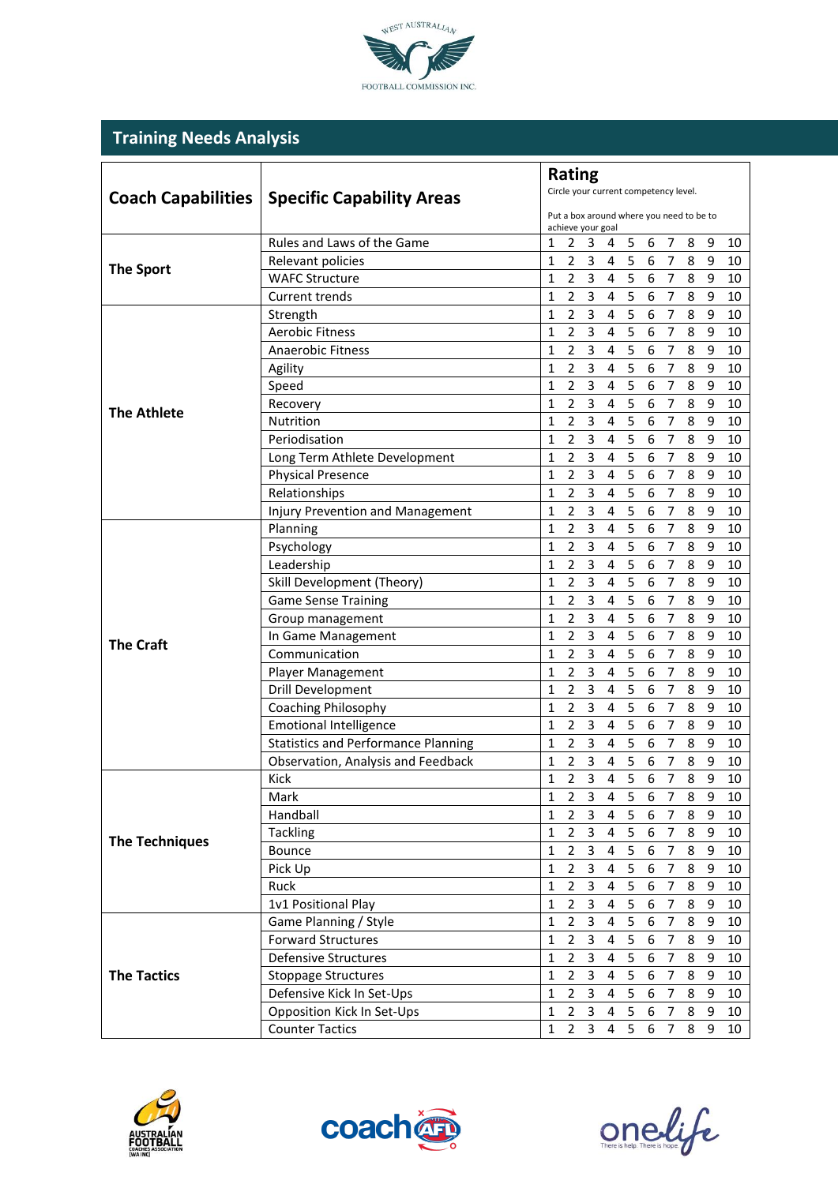## Training Needs Analysis

| Coach Capabilities | Specific Capability Areas | Rating<br>Circle your current competency level.<br>Put a box around where you need to be to achieve your goal | | | | | | | | | |
|---|---|---|---|---|---|---|---|---|---|---|---|
| The Sport | Rules and Laws of the Game | 1 | 2 | 3 | 4 | 5 | 6 | 7 | 8 | 9 | 10 |
| | Relevant policies | 1 | 2 | 3 | 4 | 5 | 6 | 7 | 8 | 9 | 10 |
| | WAFC Structure | 1 | 2 | 3 | 4 | 5 | 6 | 7 | 8 | 9 | 10 |
| | Current trends | 1 | 2 | 3 | 4 | 5 | 6 | 7 | 8 | 9 | 10 |
| The Athlete | Strength | 1 | 2 | 3 | 4 | 5 | 6 | 7 | 8 | 9 | 10 |
| | Aerobic Fitness | 1 | 2 | 3 | 4 | 5 | 6 | 7 | 8 | 9 | 10 |
| | Anaerobic Fitness | 1 | 2 | 3 | 4 | 5 | 6 | 7 | 8 | 9 | 10 |
| | Agility | 1 | 2 | 3 | 4 | 5 | 6 | 7 | 8 | 9 | 10 |
| | Speed | 1 | 2 | 3 | 4 | 5 | 6 | 7 | 8 | 9 | 10 |
| | Recovery | 1 | 2 | 3 | 4 | 5 | 6 | 7 | 8 | 9 | 10 |
| | Nutrition | 1 | 2 | 3 | 4 | 5 | 6 | 7 | 8 | 9 | 10 |
| | Periodisation | 1 | 2 | 3 | 4 | 5 | 6 | 7 | 8 | 9 | 10 |
| | Long Term Athlete Development | 1 | 2 | 3 | 4 | 5 | 6 | 7 | 8 | 9 | 10 |
| | Physical Presence | 1 | 2 | 3 | 4 | 5 | 6 | 7 | 8 | 9 | 10 |
| | Relationships | 1 | 2 | 3 | 4 | 5 | 6 | 7 | 8 | 9 | 10 |
| | Injury Prevention and Management | 1 | 2 | 3 | 4 | 5 | 6 | 7 | 8 | 9 | 10 |
| The Craft | Planning | 1 | 2 | 3 | 4 | 5 | 6 | 7 | 8 | 9 | 10 |
| | Psychology | 1 | 2 | 3 | 4 | 5 | 6 | 7 | 8 | 9 | 10 |
| | Leadership | 1 | 2 | 3 | 4 | 5 | 6 | 7 | 8 | 9 | 10 |
| | Skill Development (Theory) | 1 | 2 | 3 | 4 | 5 | 6 | 7 | 8 | 9 | 10 |
| | Game Sense Training | 1 | 2 | 3 | 4 | 5 | 6 | 7 | 8 | 9 | 10 |
| | Group management | 1 | 2 | 3 | 4 | 5 | 6 | 7 | 8 | 9 | 10 |
| | In Game Management | 1 | 2 | 3 | 4 | 5 | 6 | 7 | 8 | 9 | 10 |
| | Communication | 1 | 2 | 3 | 4 | 5 | 6 | 7 | 8 | 9 | 10 |
| | Player Management | 1 | 2 | 3 | 4 | 5 | 6 | 7 | 8 | 9 | 10 |
| | Drill Development | 1 | 2 | 3 | 4 | 5 | 6 | 7 | 8 | 9 | 10 |
| | Coaching Philosophy | 1 | 2 | 3 | 4 | 5 | 6 | 7 | 8 | 9 | 10 |
| | Emotional Intelligence | 1 | 2 | 3 | 4 | 5 | 6 | 7 | 8 | 9 | 10 |
| | Statistics and Performance Planning | 1 | 2 | 3 | 4 | 5 | 6 | 7 | 8 | 9 | 10 |
| | Observation, Analysis and Feedback | 1 | 2 | 3 | 4 | 5 | 6 | 7 | 8 | 9 | 10 |
| The Techniques | Kick | 1 | 2 | 3 | 4 | 5 | 6 | 7 | 8 | 9 | 10 |
| | Mark | 1 | 2 | 3 | 4 | 5 | 6 | 7 | 8 | 9 | 10 |
| | Handball | 1 | 2 | 3 | 4 | 5 | 6 | 7 | 8 | 9 | 10 |
| | Tackling | 1 | 2 | 3 | 4 | 5 | 6 | 7 | 8 | 9 | 10 |
| | Bounce | 1 | 2 | 3 | 4 | 5 | 6 | 7 | 8 | 9 | 10 |
| | Pick Up | 1 | 2 | 3 | 4 | 5 | 6 | 7 | 8 | 9 | 10 |
| | Ruck | 1 | 2 | 3 | 4 | 5 | 6 | 7 | 8 | 9 | 10 |
| | 1v1 Positional Play | 1 | 2 | 3 | 4 | 5 | 6 | 7 | 8 | 9 | 10 |
| The Tactics | Game Planning / Style | 1 | 2 | 3 | 4 | 5 | 6 | 7 | 8 | 9 | 10 |
| | Forward Structures | 1 | 2 | 3 | 4 | 5 | 6 | 7 | 8 | 9 | 10 |
| | Defensive Structures | 1 | 2 | 3 | 4 | 5 | 6 | 7 | 8 | 9 | 10 |
| | Stoppage Structures | 1 | 2 | 3 | 4 | 5 | 6 | 7 | 8 | 9 | 10 |
| | Defensive Kick In Set-Ups | 1 | 2 | 3 | 4 | 5 | 6 | 7 | 8 | 9 | 10 |
| | Opposition Kick In Set-Ups | 1 | 2 | 3 | 4 | 5 | 6 | 7 | 8 | 9 | 10 |
| | Counter Tactics | 1 | 2 | 3 | 4 | 5 | 6 | 7 | 8 | 9 | 10 |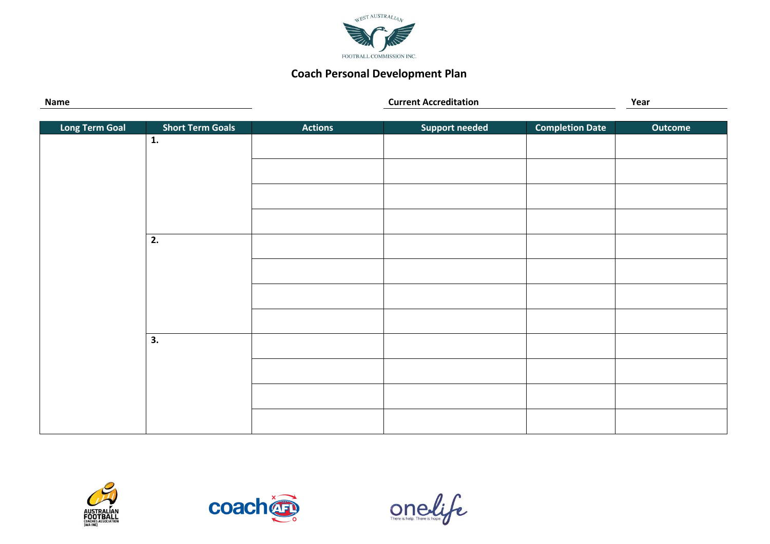WEST AUSTRALIAN FOOTBALL COMMISSION INC.

# Coach Personal Development Plan

**Name** ____________________ **Current Accreditation** ____________________ **Year** __________

| Long Term Goal | Short Term Goals | Actions | Support needed | Completion Date | Outcome |
|---|---|---|---|---|---|
| | **1.** | | | | |
| | | | | | |
| | | | | | |
| | | | | | |
| | **2.** | | | | |
| | | | | | |
| | | | | | |
| | | | | | |
| | **3.** | | | | |
| | | | | | |
| | | | | | |
| | | | | | |

AUSTRALIAN FOOTBALL COACHES ASSOCIATION (WA INC)

coach AFL

onelife There is help. There is hope.